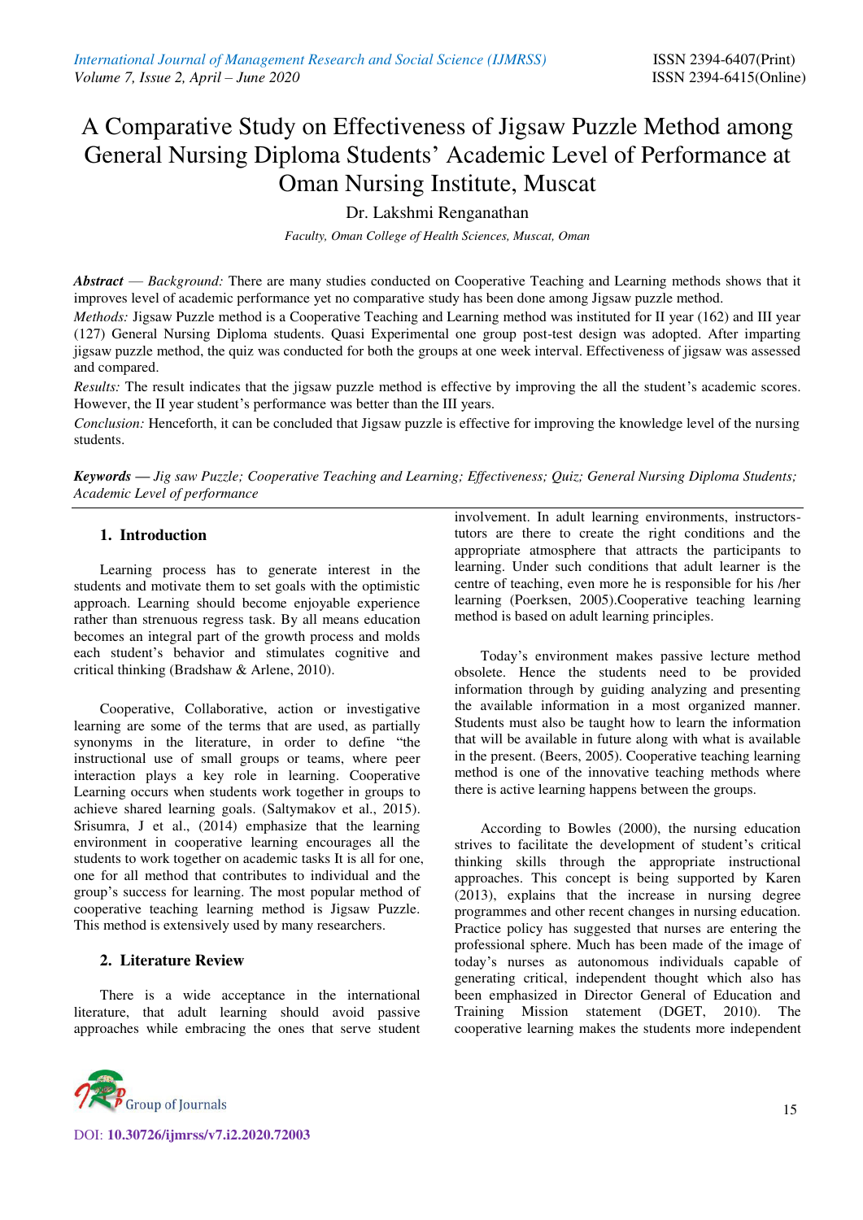# A Comparative Study on Effectiveness of Jigsaw Puzzle Method among General Nursing Diploma Students' Academic Level of Performance at Oman Nursing Institute, Muscat

Dr. Lakshmi Renganathan

*Faculty, Oman College of Health Sciences, Muscat, Oman*

***Abstract*** — *Background:* There are many studies conducted on Cooperative Teaching and Learning methods shows that it improves level of academic performance yet no comparative study has been done among Jigsaw puzzle method.

*Methods:* Jigsaw Puzzle method is a Cooperative Teaching and Learning method was instituted for II year (162) and III year (127) General Nursing Diploma students. Quasi Experimental one group post-test design was adopted. After imparting jigsaw puzzle method, the quiz was conducted for both the groups at one week interval. Effectiveness of jigsaw was assessed and compared.

*Results:* The result indicates that the jigsaw puzzle method is effective by improving the all the student's academic scores. However, the II year student's performance was better than the III years.

*Conclusion:* Henceforth, it can be concluded that Jigsaw puzzle is effective for improving the knowledge level of the nursing students.

***Keywords*** — *Jig saw Puzzle; Cooperative Teaching and Learning; Effectiveness; Quiz; General Nursing Diploma Students; Academic Level of performance*

## 1. Introduction

Learning process has to generate interest in the students and motivate them to set goals with the optimistic approach. Learning should become enjoyable experience rather than strenuous regress task. By all means education becomes an integral part of the growth process and molds each student's behavior and stimulates cognitive and critical thinking (Bradshaw & Arlene, 2010).

Cooperative, Collaborative, action or investigative learning are some of the terms that are used, as partially synonyms in the literature, in order to define "the instructional use of small groups or teams, where peer interaction plays a key role in learning. Cooperative Learning occurs when students work together in groups to achieve shared learning goals. (Saltymakov et al., 2015). Srisumra, J et al., (2014) emphasize that the learning environment in cooperative learning encourages all the students to work together on academic tasks It is all for one, one for all method that contributes to individual and the group's success for learning. The most popular method of cooperative teaching learning method is Jigsaw Puzzle. This method is extensively used by many researchers.

## 2. Literature Review

There is a wide acceptance in the international literature, that adult learning should avoid passive approaches while embracing the ones that serve student involvement. In adult learning environments, instructors-tutors are there to create the right conditions and the appropriate atmosphere that attracts the participants to learning. Under such conditions that adult learner is the centre of teaching, even more he is responsible for his /her learning (Poerksen, 2005).Cooperative teaching learning method is based on adult learning principles.

Today's environment makes passive lecture method obsolete. Hence the students need to be provided information through by guiding analyzing and presenting the available information in a most organized manner. Students must also be taught how to learn the information that will be available in future along with what is available in the present. (Beers, 2005). Cooperative teaching learning method is one of the innovative teaching methods where there is active learning happens between the groups.

According to Bowles (2000), the nursing education strives to facilitate the development of student's critical thinking skills through the appropriate instructional approaches. This concept is being supported by Karen (2013), explains that the increase in nursing degree programmes and other recent changes in nursing education. Practice policy has suggested that nurses are entering the professional sphere. Much has been made of the image of today's nurses as autonomous individuals capable of generating critical, independent thought which also has been emphasized in Director General of Education and Training Mission statement (DGET, 2010). The cooperative learning makes the students more independent

DOI: 10.30726/ijmrss/v7.i2.2020.72003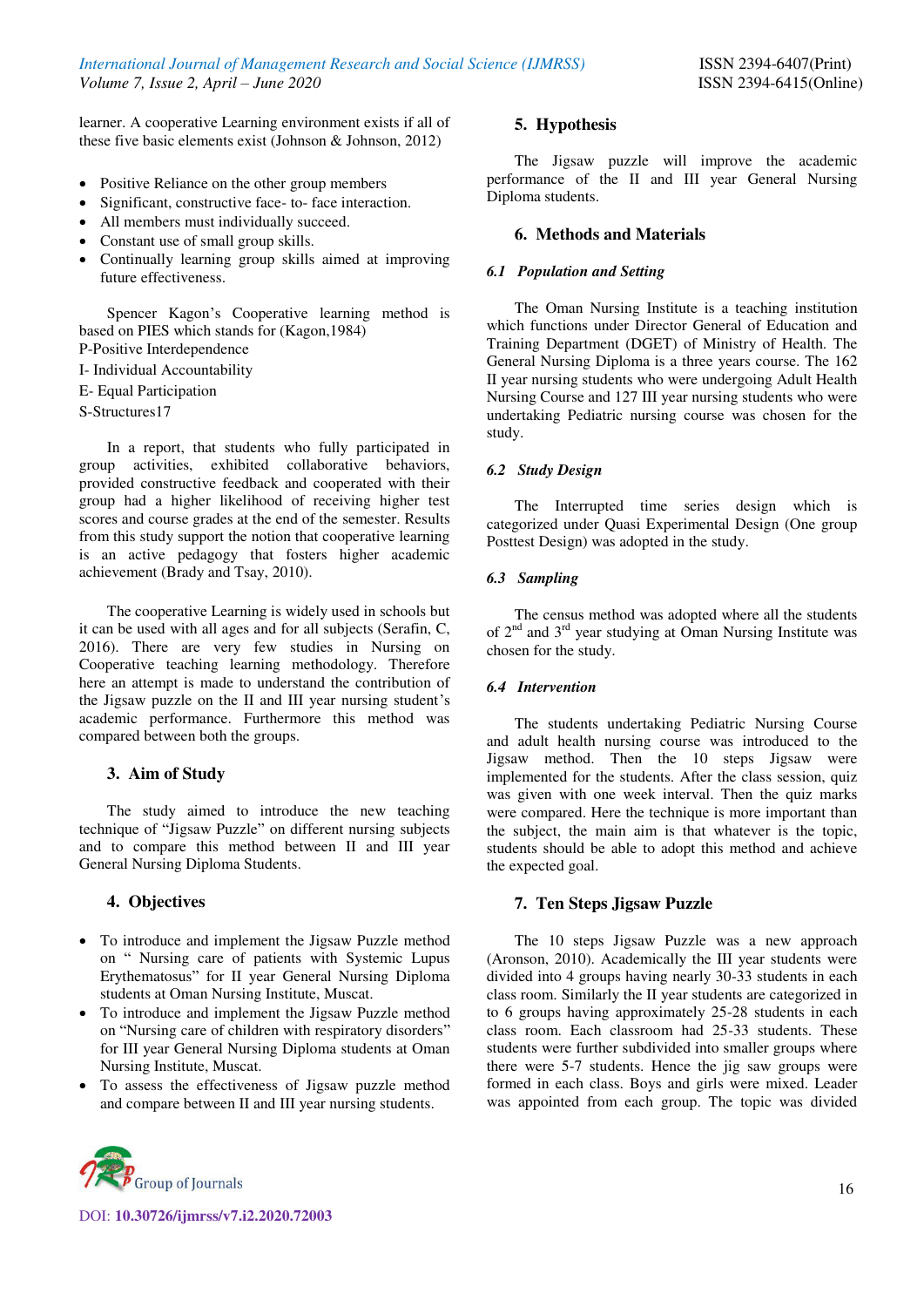learner. A cooperative Learning environment exists if all of these five basic elements exist (Johnson & Johnson, 2012)

- Positive Reliance on the other group members
- Significant, constructive face- to- face interaction.
- All members must individually succeed.
- Constant use of small group skills.
- Continually learning group skills aimed at improving future effectiveness.

Spencer Kagon's Cooperative learning method is based on PIES which stands for (Kagon,1984)

P-Positive Interdependence

I- Individual Accountability

E- Equal Participation

S-Structures17

In a report, that students who fully participated in group activities, exhibited collaborative behaviors, provided constructive feedback and cooperated with their group had a higher likelihood of receiving higher test scores and course grades at the end of the semester. Results from this study support the notion that cooperative learning is an active pedagogy that fosters higher academic achievement (Brady and Tsay, 2010).

The cooperative Learning is widely used in schools but it can be used with all ages and for all subjects (Serafin, C, 2016). There are very few studies in Nursing on Cooperative teaching learning methodology. Therefore here an attempt is made to understand the contribution of the Jigsaw puzzle on the II and III year nursing student's academic performance. Furthermore this method was compared between both the groups.

## 3. Aim of Study

The study aimed to introduce the new teaching technique of "Jigsaw Puzzle" on different nursing subjects and to compare this method between II and III year General Nursing Diploma Students.

## 4. Objectives

- To introduce and implement the Jigsaw Puzzle method on " Nursing care of patients with Systemic Lupus Erythematosus" for II year General Nursing Diploma students at Oman Nursing Institute, Muscat.
- To introduce and implement the Jigsaw Puzzle method on "Nursing care of children with respiratory disorders" for III year General Nursing Diploma students at Oman Nursing Institute, Muscat.
- To assess the effectiveness of Jigsaw puzzle method and compare between II and III year nursing students.

## 5. Hypothesis

The Jigsaw puzzle will improve the academic performance of the II and III year General Nursing Diploma students.

## 6. Methods and Materials

### *6.1 Population and Setting*

The Oman Nursing Institute is a teaching institution which functions under Director General of Education and Training Department (DGET) of Ministry of Health. The General Nursing Diploma is a three years course. The 162 II year nursing students who were undergoing Adult Health Nursing Course and 127 III year nursing students who were undertaking Pediatric nursing course was chosen for the study.

### *6.2 Study Design*

The Interrupted time series design which is categorized under Quasi Experimental Design (One group Posttest Design) was adopted in the study.

### *6.3 Sampling*

The census method was adopted where all the students of 2nd and 3rd year studying at Oman Nursing Institute was chosen for the study.

### *6.4 Intervention*

The students undertaking Pediatric Nursing Course and adult health nursing course was introduced to the Jigsaw method. Then the 10 steps Jigsaw were implemented for the students. After the class session, quiz was given with one week interval. Then the quiz marks were compared. Here the technique is more important than the subject, the main aim is that whatever is the topic, students should be able to adopt this method and achieve the expected goal.

## 7. Ten Steps Jigsaw Puzzle

The 10 steps Jigsaw Puzzle was a new approach (Aronson, 2010). Academically the III year students were divided into 4 groups having nearly 30-33 students in each class room. Similarly the II year students are categorized in to 6 groups having approximately 25-28 students in each class room. Each classroom had 25-33 students. These students were further subdivided into smaller groups where there were 5-7 students. Hence the jig saw groups were formed in each class. Boys and girls were mixed. Leader was appointed from each group. The topic was divided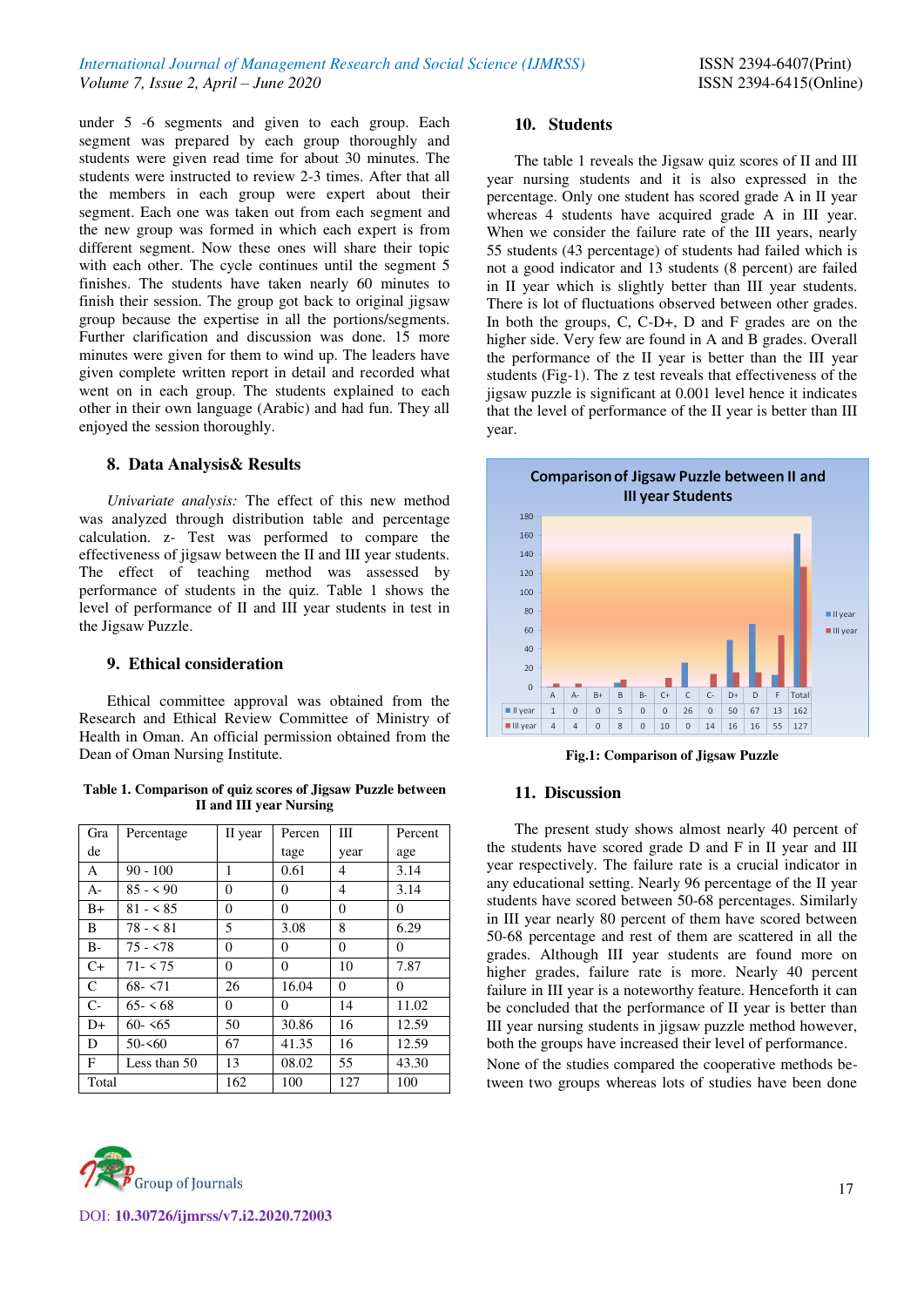under 5 -6 segments and given to each group. Each segment was prepared by each group thoroughly and students were given read time for about 30 minutes. The students were instructed to review 2-3 times. After that all the members in each group were expert about their segment. Each one was taken out from each segment and the new group was formed in which each expert is from different segment. Now these ones will share their topic with each other. The cycle continues until the segment 5 finishes. The students have taken nearly 60 minutes to finish their session. The group got back to original jigsaw group because the expertise in all the portions/segments. Further clarification and discussion was done. 15 more minutes were given for them to wind up. The leaders have given complete written report in detail and recorded what went on in each group. The students explained to each other in their own language (Arabic) and had fun. They all enjoyed the session thoroughly.

## 8. Data Analysis& Results

*Univariate analysis:* The effect of this new method was analyzed through distribution table and percentage calculation. z- Test was performed to compare the effectiveness of jigsaw between the II and III year students. The effect of teaching method was assessed by performance of students in the quiz. Table 1 shows the level of performance of II and III year students in test in the Jigsaw Puzzle.

## 9. Ethical consideration

Ethical committee approval was obtained from the Research and Ethical Review Committee of Ministry of Health in Oman. An official permission obtained from the Dean of Oman Nursing Institute.

**Table 1. Comparison of quiz scores of Jigsaw Puzzle between II and III year Nursing**

| Grade | Percentage | II year | Percentage | III year | Percentage |
|---|---|---|---|---|---|
| A | 90 - 100 | 1 | 0.61 | 4 | 3.14 |
| A- | 85 - < 90 | 0 | 0 | 4 | 3.14 |
| B+ | 81 - < 85 | 0 | 0 | 0 | 0 |
| B | 78 - < 81 | 5 | 3.08 | 8 | 6.29 |
| B- | 75 - <78 | 0 | 0 | 0 | 0 |
| C+ | 71- < 75 | 0 | 0 | 10 | 7.87 |
| C | 68- <71 | 26 | 16.04 | 0 | 0 |
| C- | 65- < 68 | 0 | 0 | 14 | 11.02 |
| D+ | 60- <65 | 50 | 30.86 | 16 | 12.59 |
| D | 50-<60 | 67 | 41.35 | 16 | 12.59 |
| F | Less than 50 | 13 | 08.02 | 55 | 43.30 |
| Total | | 162 | 100 | 127 | 100 |

## 10. Students

The table 1 reveals the Jigsaw quiz scores of II and III year nursing students and it is also expressed in the percentage. Only one student has scored grade A in II year whereas 4 students have acquired grade A in III year. When we consider the failure rate of the III years, nearly 55 students (43 percentage) of students had failed which is not a good indicator and 13 students (8 percent) are failed in II year which is slightly better than III year students. There is lot of fluctuations observed between other grades. In both the groups, C, C-D+, D and F grades are on the higher side. Very few are found in A and B grades. Overall the performance of the II year is better than the III year students (Fig-1). The z test reveals that effectiveness of the jigsaw puzzle is significant at 0.001 level hence it indicates that the level of performance of the II year is better than III year.

**Comparison of Jigsaw Puzzle between II and III year Students**

| | A | A- | B+ | B | B- | C+ | C | C- | D+ | D | F | Total |
|---|---|---|---|---|---|---|---|---|---|---|---|---|
| II year | 1 | 0 | 0 | 5 | 0 | 0 | 26 | 0 | 50 | 67 | 13 | 162 |
| III year | 4 | 4 | 0 | 8 | 0 | 10 | 0 | 14 | 16 | 16 | 55 | 127 |

**Fig.1: Comparison of Jigsaw Puzzle**

## 11. Discussion

The present study shows almost nearly 40 percent of the students have scored grade D and F in II year and III year respectively. The failure rate is a crucial indicator in any educational setting. Nearly 96 percentage of the II year students have scored between 50-68 percentages. Similarly in III year nearly 80 percent of them have scored between 50-68 percentage and rest of them are scattered in all the grades. Although III year students are found more on higher grades, failure rate is more. Nearly 40 percent failure in III year is a noteworthy feature. Henceforth it can be concluded that the performance of II year is better than III year nursing students in jigsaw puzzle method however, both the groups have increased their level of performance.

None of the studies compared the cooperative methods between two groups whereas lots of studies have been done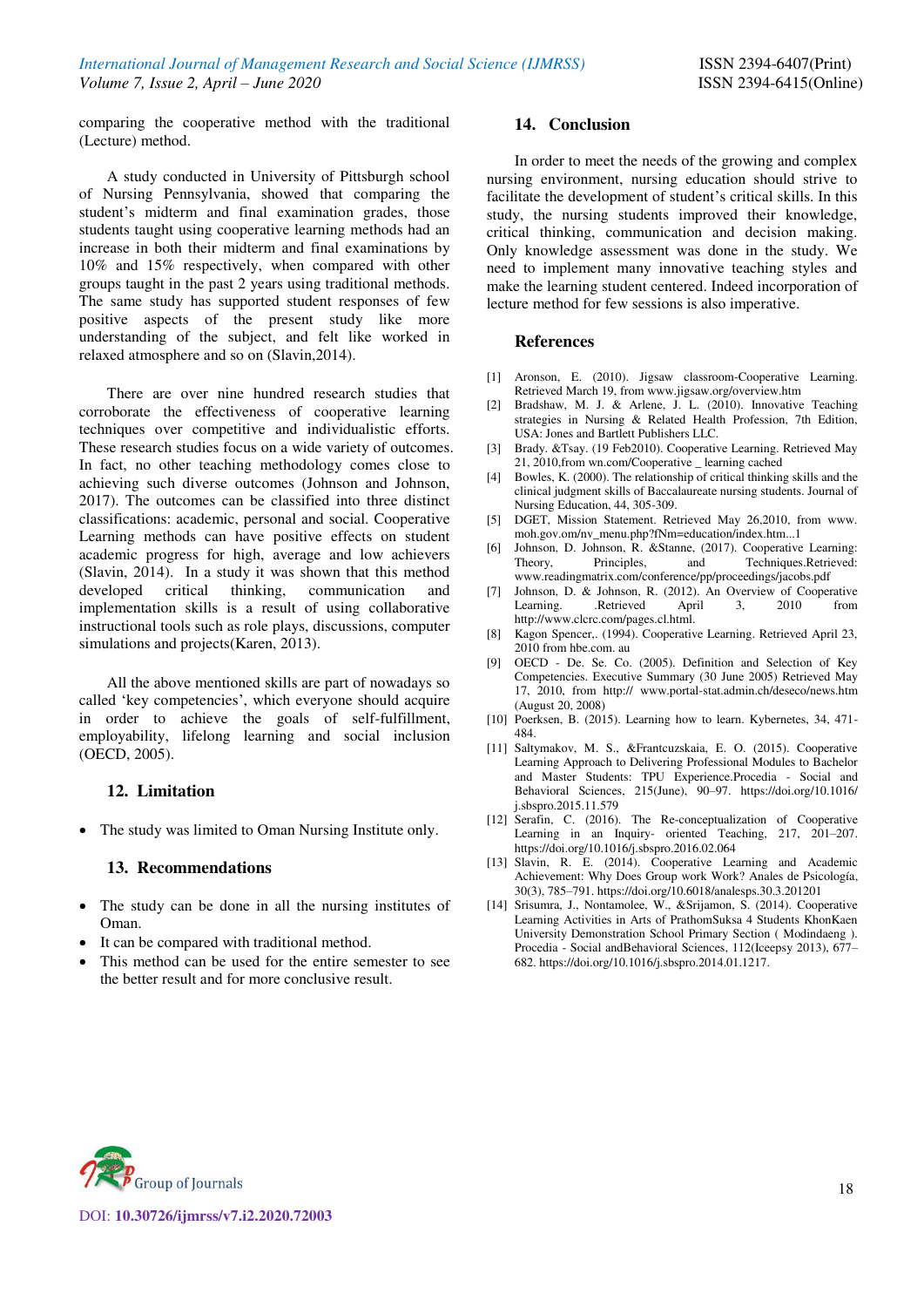comparing the cooperative method with the traditional (Lecture) method.

A study conducted in University of Pittsburgh school of Nursing Pennsylvania, showed that comparing the student's midterm and final examination grades, those students taught using cooperative learning methods had an increase in both their midterm and final examinations by 10% and 15% respectively, when compared with other groups taught in the past 2 years using traditional methods. The same study has supported student responses of few positive aspects of the present study like more understanding of the subject, and felt like worked in relaxed atmosphere and so on (Slavin,2014).

There are over nine hundred research studies that corroborate the effectiveness of cooperative learning techniques over competitive and individualistic efforts. These research studies focus on a wide variety of outcomes. In fact, no other teaching methodology comes close to achieving such diverse outcomes (Johnson and Johnson, 2017). The outcomes can be classified into three distinct classifications: academic, personal and social. Cooperative Learning methods can have positive effects on student academic progress for high, average and low achievers (Slavin, 2014). In a study it was shown that this method developed critical thinking, communication and implementation skills is a result of using collaborative instructional tools such as role plays, discussions, computer simulations and projects(Karen, 2013).

All the above mentioned skills are part of nowadays so called 'key competencies', which everyone should acquire in order to achieve the goals of self-fulfillment, employability, lifelong learning and social inclusion (OECD, 2005).

## 12. Limitation

- The study was limited to Oman Nursing Institute only.

## 13. Recommendations

- The study can be done in all the nursing institutes of Oman.
- It can be compared with traditional method.
- This method can be used for the entire semester to see the better result and for more conclusive result.

## 14. Conclusion

In order to meet the needs of the growing and complex nursing environment, nursing education should strive to facilitate the development of student's critical skills. In this study, the nursing students improved their knowledge, critical thinking, communication and decision making. Only knowledge assessment was done in the study. We need to implement many innovative teaching styles and make the learning student centered. Indeed incorporation of lecture method for few sessions is also imperative.

## References

[1] Aronson, E. (2010). Jigsaw classroom-Cooperative Learning. Retrieved March 19, from www.jigsaw.org/overview.htm

[2] Bradshaw, M. J. & Arlene, J. L. (2010). Innovative Teaching strategies in Nursing & Related Health Profession, 7th Edition, USA: Jones and Bartlett Publishers LLC.

[3] Brady. &Tsay. (19 Feb2010). Cooperative Learning. Retrieved May 21, 2010,from wn.com/Cooperative _ learning cached

[4] Bowles, K. (2000). The relationship of critical thinking skills and the clinical judgment skills of Baccalaureate nursing students. Journal of Nursing Education, 44, 305-309.

[5] DGET, Mission Statement. Retrieved May 26,2010, from www. moh.gov.om/nv_menu.php?fNm=education/index.htm...1

[6] Johnson, D. Johnson, R. &Stanne, (2017). Cooperative Learning: Theory, Principles, and Techniques.Retrieved: www.readingmatrix.com/conference/pp/proceedings/jacobs.pdf

[7] Johnson, D. & Johnson, R. (2012). An Overview of Cooperative Learning. .Retrieved April 3, 2010 from http://www.clcrc.com/pages.cl.html.

[8] Kagon Spencer,. (1994). Cooperative Learning. Retrieved April 23, 2010 from hbe.com. au

[9] OECD - De. Se. Co. (2005). Definition and Selection of Key Competencies. Executive Summary (30 June 2005) Retrieved May 17, 2010, from http:// www.portal-stat.admin.ch/deseco/news.htm (August 20, 2008)

[10] Poerksen, B. (2015). Learning how to learn. Kybernetes, 34, 471-484.

[11] Saltymakov, M. S., &Frantcuzskaia, E. O. (2015). Cooperative Learning Approach to Delivering Professional Modules to Bachelor and Master Students: TPU Experience.Procedia - Social and Behavioral Sciences, 215(June), 90–97. https://doi.org/10.1016/j.sbspro.2015.11.579

[12] Serafin, C. (2016). The Re-conceptualization of Cooperative Learning in an Inquiry- oriented Teaching, 217, 201–207. https://doi.org/10.1016/j.sbspro.2016.02.064

[13] Slavin, R. E. (2014). Cooperative Learning and Academic Achievement: Why Does Group work Work? Anales de Psicología, 30(3), 785–791. https://doi.org/10.6018/analesps.30.3.201201

[14] Srisumra, J., Nontamolee, W., &Srijamon, S. (2014). Cooperative Learning Activities in Arts of PrathomSuksa 4 Students KhonKaen University Demonstration School Primary Section ( Modindaeng ). Procedia - Social andBehavioral Sciences, 112(Iceepsy 2013), 677–682. https://doi.org/10.1016/j.sbspro.2014.01.1217.